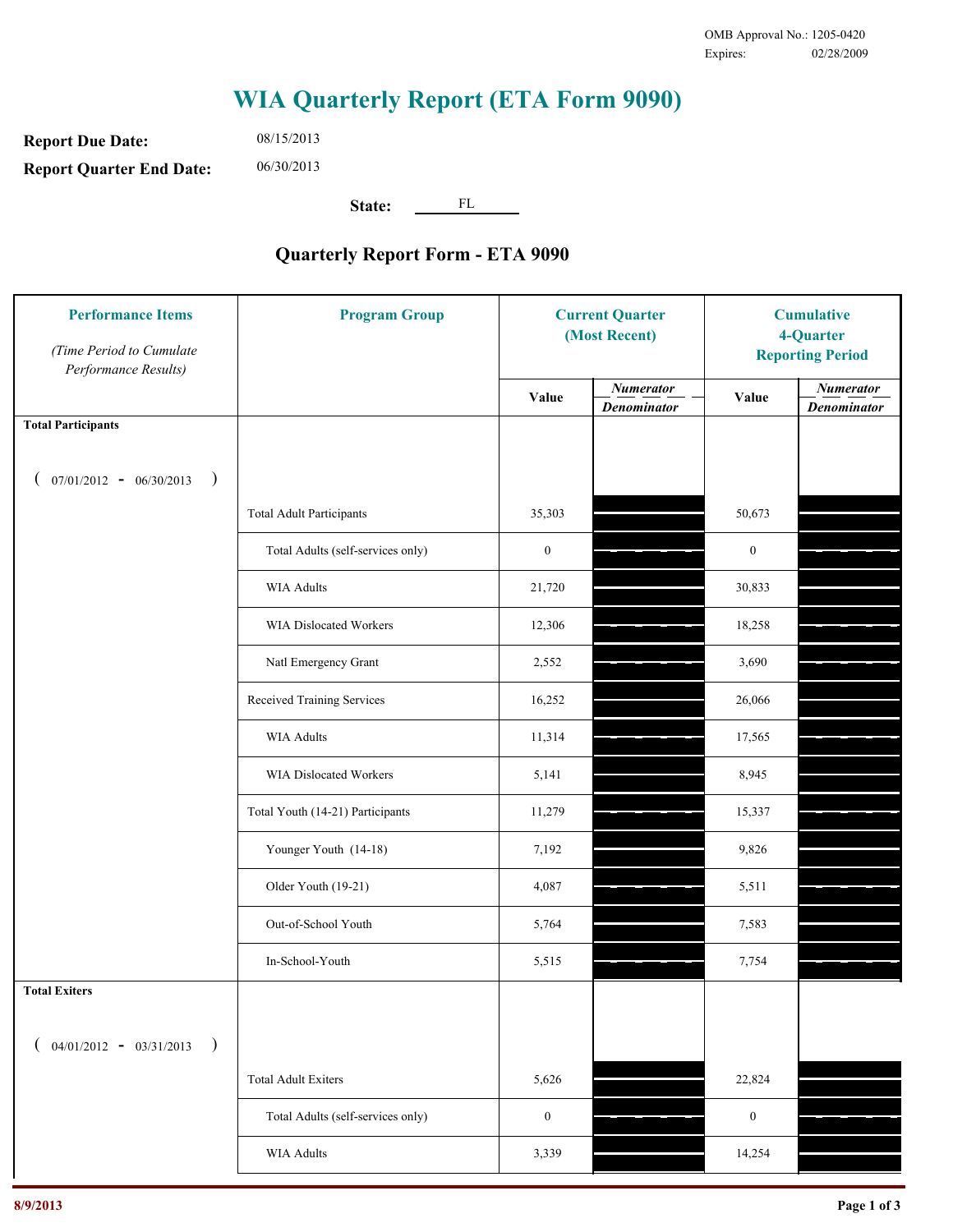OMB Approval No.: 1205-0420
Expires: 02/28/2009

# WIA Quarterly Report (ETA Form 9090)

**Report Due Date:** 08/15/2013

**Report Quarter End Date:** 06/30/2013

**State:** FL

## Quarterly Report Form - ETA 9090

| Performance Items (Time Period to Cumulate Performance Results) | Program Group | Current Quarter (Most Recent) Value | Current Quarter Numerator / Denominator | Cumulative 4-Quarter Reporting Period Value | Cumulative Numerator / Denominator |
|---|---|---|---|---|---|
| **Total Participants** ( 07/01/2012 - 06/30/2013 ) | | | | | |
| | Total Adult Participants | 35,303 | | 50,673 | |
| | Total Adults (self-services only) | 0 | | 0 | |
| | WIA Adults | 21,720 | | 30,833 | |
| | WIA Dislocated Workers | 12,306 | | 18,258 | |
| | Natl Emergency Grant | 2,552 | | 3,690 | |
| | Received Training Services | 16,252 | | 26,066 | |
| | WIA Adults | 11,314 | | 17,565 | |
| | WIA Dislocated Workers | 5,141 | | 8,945 | |
| | Total Youth (14-21) Participants | 11,279 | | 15,337 | |
| | Younger Youth (14-18) | 7,192 | | 9,826 | |
| | Older Youth (19-21) | 4,087 | | 5,511 | |
| | Out-of-School Youth | 5,764 | | 7,583 | |
| | In-School-Youth | 5,515 | | 7,754 | |
| **Total Exiters** ( 04/01/2012 - 03/31/2013 ) | | | | | |
| | Total Adult Exiters | 5,626 | | 22,824 | |
| | Total Adults (self-services only) | 0 | | 0 | |
| | WIA Adults | 3,339 | | 14,254 | |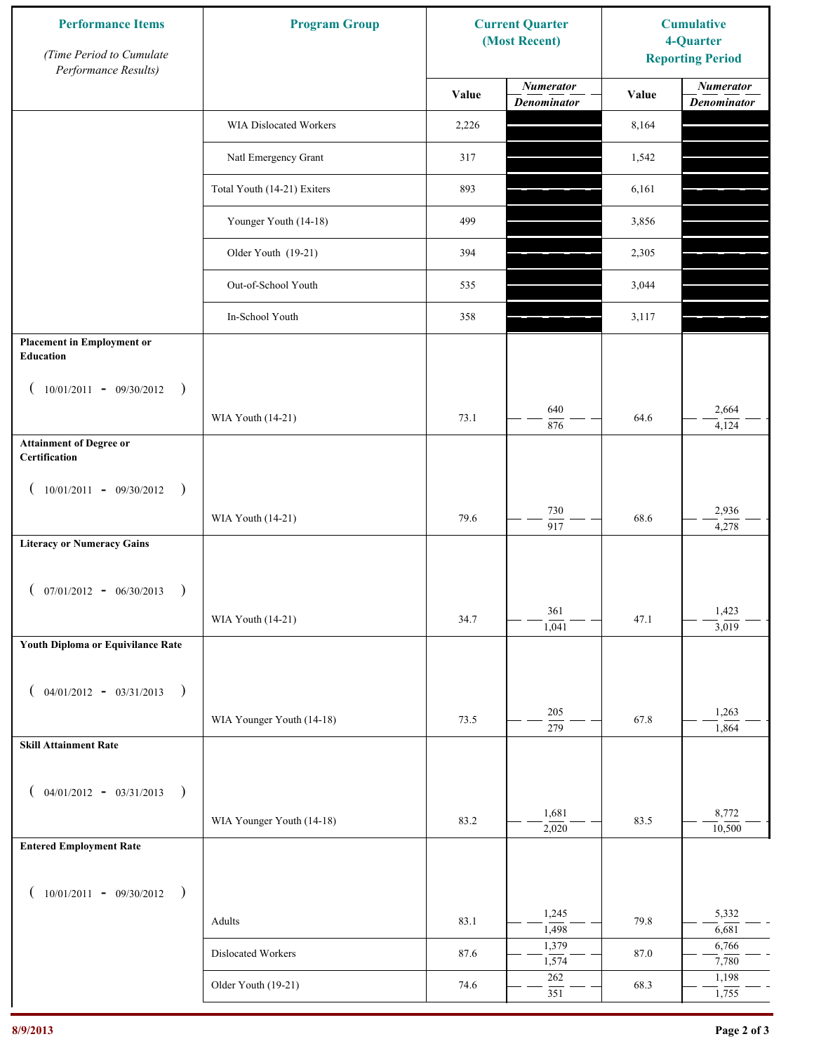| Performance Items *(Time Period to Cumulate Performance Results)* | Program Group | Current Quarter (Most Recent) | | Cumulative 4-Quarter Reporting Period | |
|---|---|---|---|---|---|
| | | Value | *Numerator / Denominator* | Value | *Numerator / Denominator* |
| | WIA Dislocated Workers | 2,226 | | 8,164 | |
| | Natl Emergency Grant | 317 | | 1,542 | |
| | Total Youth (14-21) Exiters | 893 | | 6,161 | |
| | Younger Youth (14-18) | 499 | | 3,856 | |
| | Older Youth (19-21) | 394 | | 2,305 | |
| | Out-of-School Youth | 535 | | 3,044 | |
| | In-School Youth | 358 | | 3,117 | |
| **Placement in Employment or Education** ( 10/01/2011 - 09/30/2012 ) | WIA Youth (14-21) | 73.1 | 640 / 876 | 64.6 | 2,664 / 4,124 |
| **Attainment of Degree or Certification** ( 10/01/2011 - 09/30/2012 ) | WIA Youth (14-21) | 79.6 | 730 / 917 | 68.6 | 2,936 / 4,278 |
| **Literacy or Numeracy Gains** ( 07/01/2012 - 06/30/2013 ) | WIA Youth (14-21) | 34.7 | 361 / 1,041 | 47.1 | 1,423 / 3,019 |
| **Youth Diploma or Equivilance Rate** ( 04/01/2012 - 03/31/2013 ) | WIA Younger Youth (14-18) | 73.5 | 205 / 279 | 67.8 | 1,263 / 1,864 |
| **Skill Attainment Rate** ( 04/01/2012 - 03/31/2013 ) | WIA Younger Youth (14-18) | 83.2 | 1,681 / 2,020 | 83.5 | 8,772 / 10,500 |
| **Entered Employment Rate** ( 10/01/2011 - 09/30/2012 ) | Adults | 83.1 | 1,245 / 1,498 | 79.8 | 5,332 / 6,681 |
| | Dislocated Workers | 87.6 | 1,379 / 1,574 | 87.0 | 6,766 / 7,780 |
| | Older Youth (19-21) | 74.6 | 262 / 351 | 68.3 | 1,198 / 1,755 |

8/9/2013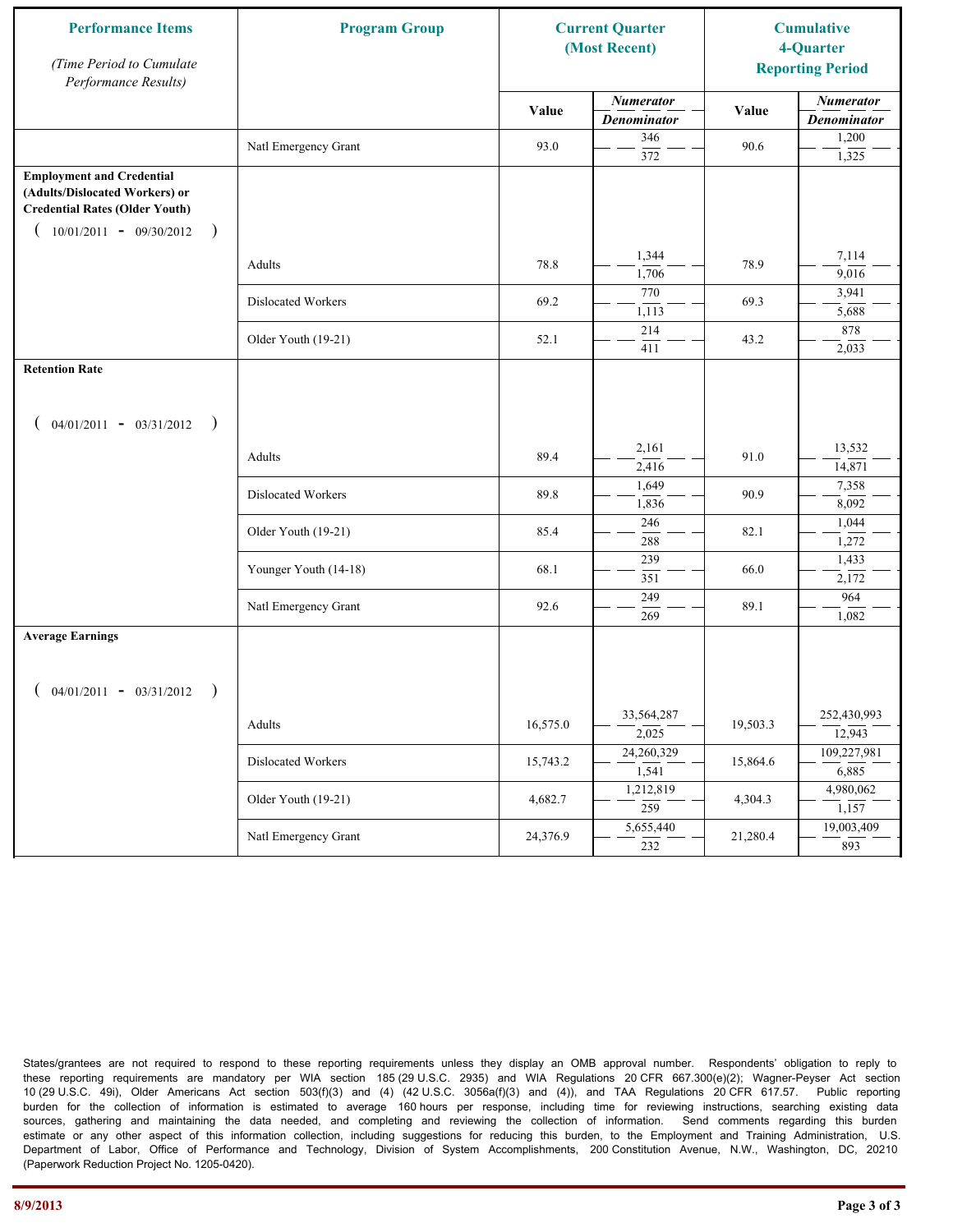| Performance Items *(Time Period to Cumulate Performance Results)* | Program Group | Current Quarter (Most Recent) | | Cumulative 4-Quarter Reporting Period | |
|---|---|---|---|---|---|
| | | Value | *Numerator* / *Denominator* | Value | *Numerator* / *Denominator* |
| | Natl Emergency Grant | 93.0 | 346 / 372 | 90.6 | 1,200 / 1,325 |
| **Employment and Credential (Adults/Dislocated Workers) or Credential Rates (Older Youth)** ( 10/01/2011 - 09/30/2012 ) | | | | | |
| | Adults | 78.8 | 1,344 / 1,706 | 78.9 | 7,114 / 9,016 |
| | Dislocated Workers | 69.2 | 770 / 1,113 | 69.3 | 3,941 / 5,688 |
| | Older Youth (19-21) | 52.1 | 214 / 411 | 43.2 | 878 / 2,033 |
| **Retention Rate** ( 04/01/2011 - 03/31/2012 ) | | | | | |
| | Adults | 89.4 | 2,161 / 2,416 | 91.0 | 13,532 / 14,871 |
| | Dislocated Workers | 89.8 | 1,649 / 1,836 | 90.9 | 7,358 / 8,092 |
| | Older Youth (19-21) | 85.4 | 246 / 288 | 82.1 | 1,044 / 1,272 |
| | Younger Youth (14-18) | 68.1 | 239 / 351 | 66.0 | 1,433 / 2,172 |
| | Natl Emergency Grant | 92.6 | 249 / 269 | 89.1 | 964 / 1,082 |
| **Average Earnings** ( 04/01/2011 - 03/31/2012 ) | | | | | |
| | Adults | 16,575.0 | 33,564,287 / 2,025 | 19,503.3 | 252,430,993 / 12,943 |
| | Dislocated Workers | 15,743.2 | 24,260,329 / 1,541 | 15,864.6 | 109,227,981 / 6,885 |
| | Older Youth (19-21) | 4,682.7 | 1,212,819 / 259 | 4,304.3 | 4,980,062 / 1,157 |
| | Natl Emergency Grant | 24,376.9 | 5,655,440 / 232 | 21,280.4 | 19,003,409 / 893 |

States/grantees are not required to respond to these reporting requirements unless they display an OMB approval number. Respondents' obligation to reply to these reporting requirements are mandatory per WIA section 185 (29 U.S.C. 2935) and WIA Regulations 20 CFR 667.300(e)(2); Wagner-Peyser Act section 10 (29 U.S.C. 49i), Older Americans Act section 503(f)(3) and (4) (42 U.S.C. 3056a(f)(3) and (4)), and TAA Regulations 20 CFR 617.57. Public reporting burden for the collection of information is estimated to average 160 hours per response, including time for reviewing instructions, searching existing data sources, gathering and maintaining the data needed, and completing and reviewing the collection of information. Send comments regarding this burden estimate or any other aspect of this information collection, including suggestions for reducing this burden, to the Employment and Training Administration, U.S. Department of Labor, Office of Performance and Technology, Division of System Accomplishments, 200 Constitution Avenue, N.W., Washington, DC, 20210 (Paperwork Reduction Project No. 1205-0420).

8/9/2013